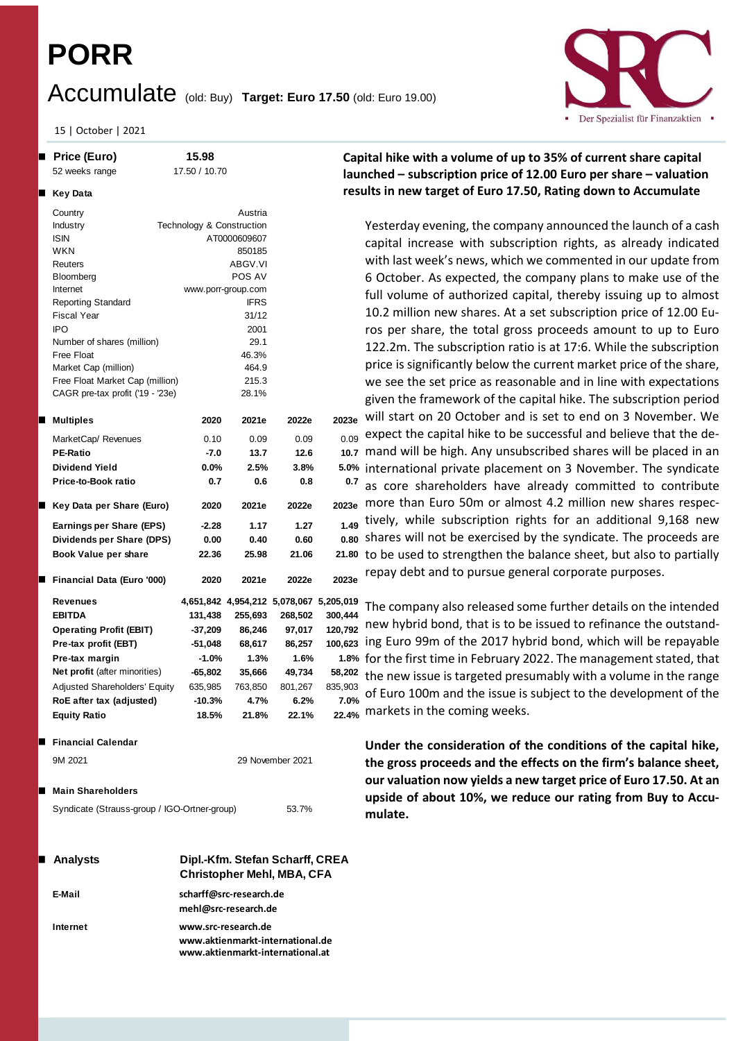# PORR

## Accumulate (old: Buy) **Target: Euro 17.50** (old: Euro 19.00)

15 | October | 2021

| **Price (Euro)** | **15.98** |
|---|---|
| 52 weeks range | 17.50 / 10.70 |

**Key Data**

| | |
|---|---|
| Country | Austria |
| Industry | Technology & Construction |
| ISIN | AT0000609607 |
| WKN | 850185 |
| Reuters | ABGV.VI |
| Bloomberg | POS AV |
| Internet | www.porr-group.com |
| Reporting Standard | IFRS |
| Fiscal Year | 31/12 |
| IPO | 2001 |
| Number of shares (million) | 29.1 |
| Free Float | 46.3% |
| Market Cap (million) | 464.9 |
| Free Float Market Cap (million) | 215.3 |
| CAGR pre-tax profit ('19 - '23e) | 28.1% |

| **Multiples** | **2020** | **2021e** | **2022e** | **2023e** |
|---|---|---|---|---|
| MarketCap/ Revenues | 0.10 | 0.09 | 0.09 | 0.09 |
| **PE-Ratio** | -7.0 | 13.7 | 12.6 | 10.7 |
| **Dividend Yield** | 0.0% | 2.5% | 3.8% | 5.0% |
| **Price-to-Book ratio** | 0.7 | 0.6 | 0.8 | 0.7 |

| **Key Data per Share (Euro)** | **2020** | **2021e** | **2022e** | **2023e** |
|---|---|---|---|---|
| **Earnings per Share (EPS)** | -2.28 | 1.17 | 1.27 | 1.49 |
| **Dividends per Share (DPS)** | 0.00 | 0.40 | 0.60 | 0.80 |
| **Book Value per share** | 22.36 | 25.98 | 21.06 | 21.80 |

| **Financial Data (Euro '000)** | **2020** | **2021e** | **2022e** | **2023e** |
|---|---|---|---|---|
| **Revenues** | 4,651,842 | 4,954,212 | 5,078,067 | 5,205,019 |
| **EBITDA** | 131,438 | 255,693 | 268,502 | 300,444 |
| **Operating Profit (EBIT)** | -37,209 | 86,246 | 97,017 | 120,792 |
| **Pre-tax profit (EBT)** | -51,048 | 68,617 | 86,257 | 100,623 |
| **Pre-tax margin** | -1.0% | 1.3% | 1.6% | 1.8% |
| **Net profit** (after minorities) | -65,802 | 35,666 | 49,734 | 58,202 |
| Adjusted Shareholders' Equity | 635,985 | 763,850 | 801,267 | 835,903 |
| **RoE after tax (adjusted)** | -10.3% | 4.7% | 6.2% | 7.0% |
| **Equity Ratio** | 18.5% | 21.8% | 22.1% | 22.4% |

**Financial Calendar**

| | |
|---|---|
| 9M 2021 | 29 November 2021 |

**Main Shareholders**

| | |
|---|---|
| Syndicate (Strauss-group / IGO-Ortner-group) | 53.7% |

| **Analysts** | **Dipl.-Kfm. Stefan Scharff, CREA**<br>**Christopher Mehl, MBA, CFA** |
|---|---|
| **E-Mail** | scharff@src-research.de<br>mehl@src-research.de |
| **Internet** | www.src-research.de<br>www.aktienmarkt-international.de<br>www.aktienmarkt-international.at |

**Capital hike with a volume of up to 35% of current share capital launched – subscription price of 12.00 Euro per share – valuation results in new target of Euro 17.50, Rating down to Accumulate**

Yesterday evening, the company announced the launch of a cash capital increase with subscription rights, as already indicated with last week's news, which we commented in our update from 6 October. As expected, the company plans to make use of the full volume of authorized capital, thereby issuing up to almost 10.2 million new shares. At a set subscription price of 12.00 Euros per share, the total gross proceeds amount to up to Euro 122.2m. The subscription ratio is at 17:6. While the subscription price is significantly below the current market price of the share, we see the set price as reasonable and in line with expectations given the framework of the capital hike. The subscription period will start on 20 October and is set to end on 3 November. We expect the capital hike to be successful and believe that the demand will be high. Any unsubscribed shares will be placed in an international private placement on 3 November. The syndicate as core shareholders have already committed to contribute more than Euro 50m or almost 4.2 million new shares respectively, while subscription rights for an additional 9,168 new shares will not be exercised by the syndicate. The proceeds are to be used to strengthen the balance sheet, but also to partially repay debt and to pursue general corporate purposes.

The company also released some further details on the intended new hybrid bond, that is to be issued to refinance the outstanding Euro 99m of the 2017 hybrid bond, which will be repayable for the first time in February 2022. The management stated, that the new issue is targeted presumably with a volume in the range of Euro 100m and the issue is subject to the development of the markets in the coming weeks.

**Under the consideration of the conditions of the capital hike, the gross proceeds and the effects on the firm's balance sheet, our valuation now yields a new target price of Euro 17.50. At an upside of about 10%, we reduce our rating from Buy to Accumulate.**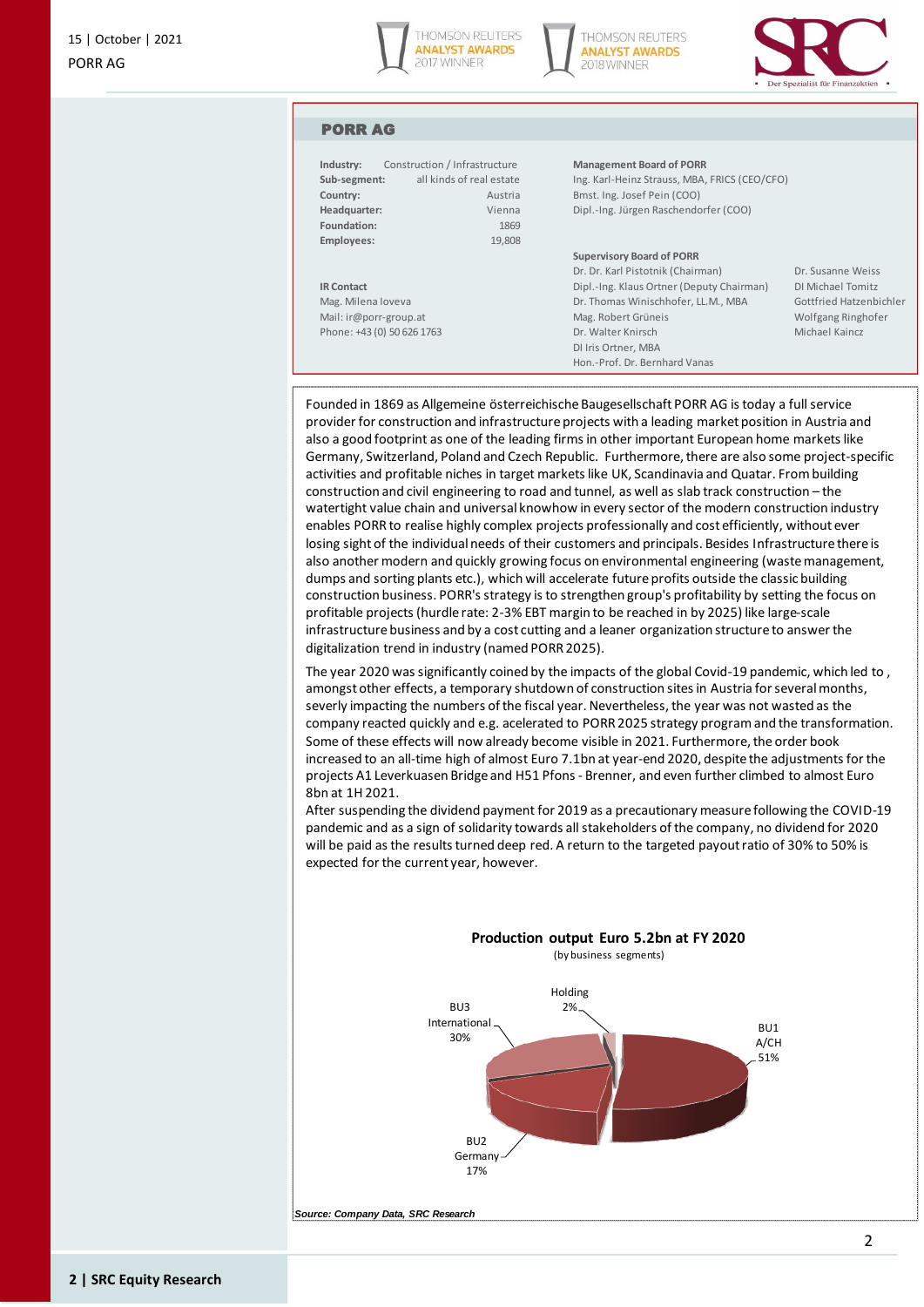## PORR AG

| | |
|---|---|
| **Industry:** | Construction / Infrastructure |
| **Sub-segment:** | all kinds of real estate |
| **Country:** | Austria |
| **Headquarter:** | Vienna |
| **Foundation:** | 1869 |
| **Employees:** | 19,808 |

**Management Board of PORR**
Ing. Karl-Heinz Strauss, MBA, FRICS (CEO/CFO)
Bmst. Ing. Josef Pein (COO)
Dipl.-Ing. Jürgen Raschendorfer (COO)

**Supervisory Board of PORR**
Dr. Dr. Karl Pistotnik (Chairman)
Dipl.-Ing. Klaus Ortner (Deputy Chairman)
Dr. Thomas Winischhofer, LL.M., MBA
Mag. Robert Grüneis
Dr. Walter Knirsch
DI Iris Ortner, MBA
Hon.-Prof. Dr. Bernhard Vanas
Dr. Susanne Weiss
DI Michael Tomitz
Gottfried Hatzenbichler
Wolfgang Ringhofer
Michael Kaincz

**IR Contact**
Mag. Milena Ioveva
Mail: ir@porr-group.at
Phone: +43 (0) 50 626 1763

Founded in 1869 as Allgemeine österreichische Baugesellschaft PORR AG is today a full service provider for construction and infrastructure projects with a leading market position in Austria and also a good footprint as one of the leading firms in other important European home markets like Germany, Switzerland, Poland and Czech Republic. Furthermore, there are also some project-specific activities and profitable niches in target markets like UK, Scandinavia and Quatar. From building construction and civil engineering to road and tunnel, as well as slab track construction – the watertight value chain and universal knowhow in every sector of the modern construction industry enables PORR to realise highly complex projects professionally and cost efficiently, without ever losing sight of the individual needs of their customers and principals. Besides Infrastructure there is also another modern and quickly growing focus on environmental engineering (waste management, dumps and sorting plants etc.), which will accelerate future profits outside the classic building construction business. PORR's strategy is to strengthen group's profitability by setting the focus on profitable projects (hurdle rate: 2-3% EBT margin to be reached in by 2025) like large-scale infrastructure business and by a cost cutting and a leaner organization structure to answer the digitalization trend in industry (named PORR 2025).

The year 2020 was significantly coined by the impacts of the global Covid-19 pandemic, which led to , amongst other effects, a temporary shutdown of construction sites in Austria for several months, severly impacting the numbers of the fiscal year. Nevertheless, the year was not wasted as the company reacted quickly and e.g. acelerated to PORR 2025 strategy program and the transformation. Some of these effects will now already become visible in 2021. Furthermore, the order book increased to an all-time high of almost Euro 7.1bn at year-end 2020, despite the adjustments for the projects A1 Leverkuasen Bridge and H51 Pfons - Brenner, and even further climbed to almost Euro 8bn at 1H 2021.

After suspending the dividend payment for 2019 as a precautionary measure following the COVID-19 pandemic and as a sign of solidarity towards all stakeholders of the company, no dividend for 2020 will be paid as the results turned deep red. A return to the targeted payout ratio of 30% to 50% is expected for the current year, however.

**Production output Euro 5.2bn at FY 2020**
(by business segments)

| Segment | Share |
|---|---|
| BU1 A/CH | 51% |
| BU2 Germany | 17% |
| BU3 International | 30% |
| Holding | 2% |

*Source: Company Data, SRC Research*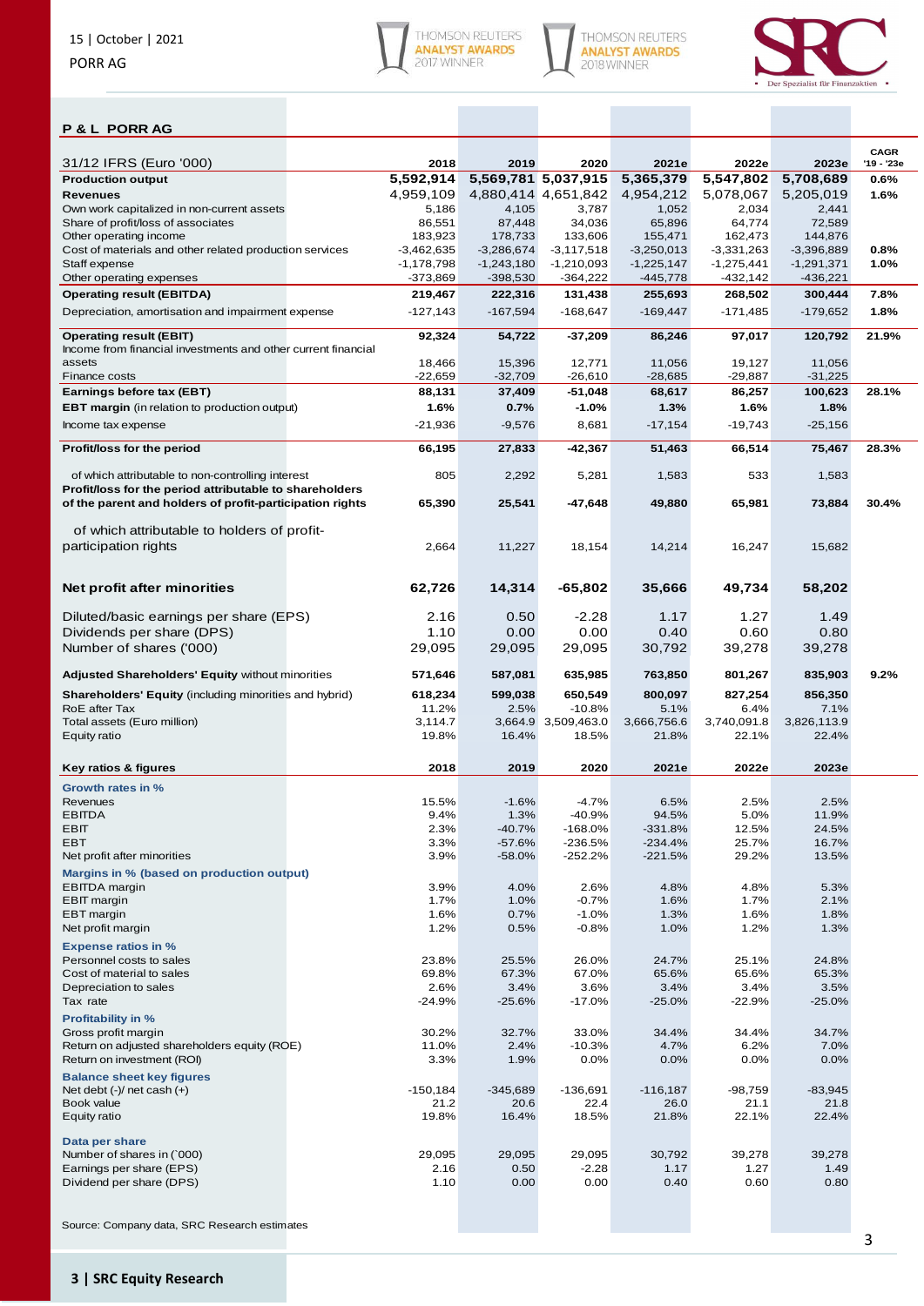## P & L PORR AG

| 31/12 IFRS (Euro '000) | 2018 | 2019 | 2020 | 2021e | 2022e | 2023e | CAGR '19 - '23e |
|---|---|---|---|---|---|---|---|
| **Production output** | **5,592,914** | **5,569,781** | **5,037,915** | **5,365,379** | **5,547,802** | **5,708,689** | **0.6%** |
| **Revenues** | 4,959,109 | 4,880,414 | 4,651,842 | 4,954,212 | 5,078,067 | 5,205,019 | **1.6%** |
| Own work capitalized in non-current assets | 5,186 | 4,105 | 3,787 | 1,052 | 2,034 | 2,441 | |
| Share of profit/loss of associates | 86,551 | 87,448 | 34,036 | 65,896 | 64,774 | 72,589 | |
| Other operating income | 183,923 | 178,733 | 133,606 | 155,471 | 162,473 | 144,876 | |
| Cost of materials and other related production services | -3,462,635 | -3,286,674 | -3,117,518 | -3,250,013 | -3,331,263 | -3,396,889 | **0.8%** |
| Staff expense | -1,178,798 | -1,243,180 | -1,210,093 | -1,225,147 | -1,275,441 | -1,291,371 | **1.0%** |
| Other operating expenses | -373,869 | -398,530 | -364,222 | -445,778 | -432,142 | -436,221 | |
| **Operating result (EBITDA)** | **219,467** | **222,316** | **131,438** | **255,693** | **268,502** | **300,444** | **7.8%** |
| Depreciation, amortisation and impairment expense | -127,143 | -167,594 | -168,647 | -169,447 | -171,485 | -179,652 | **1.8%** |
| **Operating result (EBIT)** | **92,324** | **54,722** | **-37,209** | **86,246** | **97,017** | **120,792** | **21.9%** |
| Income from financial investments and other current financial assets | 18,466 | 15,396 | 12,771 | 11,056 | 19,127 | 11,056 | |
| Finance costs | -22,659 | -32,709 | -26,610 | -28,685 | -29,887 | -31,225 | |
| **Earnings before tax (EBT)** | **88,131** | **37,409** | **-51,048** | **68,617** | **86,257** | **100,623** | **28.1%** |
| **EBT margin** (in relation to production output) | **1.6%** | **0.7%** | **-1.0%** | **1.3%** | **1.6%** | **1.8%** | |
| Income tax expense | -21,936 | -9,576 | 8,681 | -17,154 | -19,743 | -25,156 | |
| **Profit/loss for the period** | **66,195** | **27,833** | **-42,367** | **51,463** | **66,514** | **75,467** | **28.3%** |
| of which attributable to non-controlling interest | 805 | 2,292 | 5,281 | 1,583 | 533 | 1,583 | |
| **Profit/loss for the period attributable to shareholders of the parent and holders of profit-participation rights** | **65,390** | **25,541** | **-47,648** | **49,880** | **65,981** | **73,884** | **30.4%** |
| of which attributable to holders of profit-participation rights | 2,664 | 11,227 | 18,154 | 14,214 | 16,247 | 15,682 | |
| **Net profit after minorities** | **62,726** | **14,314** | **-65,802** | **35,666** | **49,734** | **58,202** | |
| Diluted/basic earnings per share (EPS) | 2.16 | 0.50 | -2.28 | 1.17 | 1.27 | 1.49 | |
| Dividends per share (DPS) | 1.10 | 0.00 | 0.00 | 0.40 | 0.60 | 0.80 | |
| Number of shares ('000) | 29,095 | 29,095 | 29,095 | 30,792 | 39,278 | 39,278 | |
| **Adjusted Shareholders' Equity** without minorities | **571,646** | **587,081** | **635,985** | **763,850** | **801,267** | **835,903** | **9.2%** |
| **Shareholders' Equity** (including minorities and hybrid) | **618,234** | **599,038** | **650,549** | **800,097** | **827,254** | **856,350** | |
| RoE after Tax | 11.2% | 2.5% | -10.8% | 5.1% | 6.4% | 7.1% | |
| Total assets (Euro million) | 3,114.7 | 3,664.9 | 3,509,463.0 | 3,666,756.6 | 3,740,091.8 | 3,826,113.9 | |
| Equity ratio | 19.8% | 16.4% | 18.5% | 21.8% | 22.1% | 22.4% | |

| **Key ratios & figures** | **2018** | **2019** | **2020** | **2021e** | **2022e** | **2023e** |
|---|---|---|---|---|---|---|
| **Growth rates in %** | | | | | | |
| Revenues | 15.5% | -1.6% | -4.7% | 6.5% | 2.5% | 2.5% |
| EBITDA | 9.4% | 1.3% | -40.9% | 94.5% | 5.0% | 11.9% |
| EBIT | 2.3% | -40.7% | -168.0% | -331.8% | 12.5% | 24.5% |
| EBT | 3.3% | -57.6% | -236.5% | -234.4% | 25.7% | 16.7% |
| Net profit after minorities | 3.9% | -58.0% | -252.2% | -221.5% | 29.2% | 13.5% |
| **Margins in % (based on production output)** | | | | | | |
| EBITDA margin | 3.9% | 4.0% | 2.6% | 4.8% | 4.8% | 5.3% |
| EBIT margin | 1.7% | 1.0% | -0.7% | 1.6% | 1.7% | 2.1% |
| EBT margin | 1.6% | 0.7% | -1.0% | 1.3% | 1.6% | 1.8% |
| Net profit margin | 1.2% | 0.5% | -0.8% | 1.0% | 1.2% | 1.3% |
| **Expense ratios in %** | | | | | | |
| Personnel costs to sales | 23.8% | 25.5% | 26.0% | 24.7% | 25.1% | 24.8% |
| Cost of material to sales | 69.8% | 67.3% | 67.0% | 65.6% | 65.6% | 65.3% |
| Depreciation to sales | 2.6% | 3.4% | 3.6% | 3.4% | 3.4% | 3.5% |
| Tax rate | -24.9% | -25.6% | -17.0% | -25.0% | -22.9% | -25.0% |
| **Profitability in %** | | | | | | |
| Gross profit margin | 30.2% | 32.7% | 33.0% | 34.4% | 34.4% | 34.7% |
| Return on adjusted shareholders equity (ROE) | 11.0% | 2.4% | -10.3% | 4.7% | 6.2% | 7.0% |
| Return on investment (ROI) | 3.3% | 1.9% | 0.0% | 0.0% | 0.0% | 0.0% |
| **Balance sheet key figures** | | | | | | |
| Net debt (-)/ net cash (+) | -150,184 | -345,689 | -136,691 | -116,187 | -98,759 | -83,945 |
| Book value | 21.2 | 20.6 | 22.4 | 26.0 | 21.1 | 21.8 |
| Equity ratio | 19.8% | 16.4% | 18.5% | 21.8% | 22.1% | 22.4% |
| **Data per share** | | | | | | |
| Number of shares in (`000) | 29,095 | 29,095 | 29,095 | 30,792 | 39,278 | 39,278 |
| Earnings per share (EPS) | 2.16 | 0.50 | -2.28 | 1.17 | 1.27 | 1.49 |
| Dividend per share (DPS) | 1.10 | 0.00 | 0.00 | 0.40 | 0.60 | 0.80 |

Source: Company data, SRC Research estimates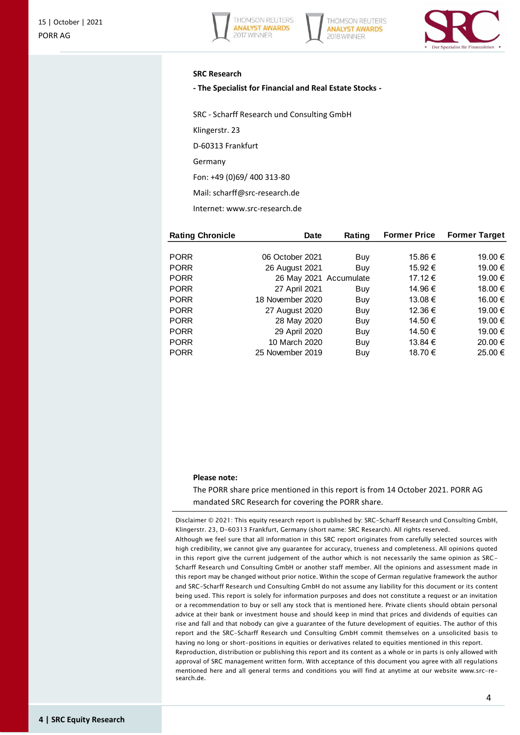**SRC Research**

**- The Specialist for Financial and Real Estate Stocks -**

SRC - Scharff Research und Consulting GmbH

Klingerstr. 23

D-60313 Frankfurt

Germany

Fon: +49 (0)69/ 400 313-80

Mail: scharff@src-research.de

Internet: www.src-research.de

| Rating Chronicle | Date | Rating | Former Price | Former Target |
|---|---|---|---|---|
| PORR | 06 October 2021 | Buy | 15.86 € | 19.00 € |
| PORR | 26 August 2021 | Buy | 15.92 € | 19.00 € |
| PORR | 26 May 2021 | Accumulate | 17.12 € | 19.00 € |
| PORR | 27 April 2021 | Buy | 14.96 € | 18.00 € |
| PORR | 18 November 2020 | Buy | 13.08 € | 16.00 € |
| PORR | 27 August 2020 | Buy | 12.36 € | 19.00 € |
| PORR | 28 May 2020 | Buy | 14.50 € | 19.00 € |
| PORR | 29 April 2020 | Buy | 14.50 € | 19.00 € |
| PORR | 10 March 2020 | Buy | 13.84 € | 20.00 € |
| PORR | 25 November 2019 | Buy | 18.70 € | 25.00 € |

**Please note:**

The PORR share price mentioned in this report is from 14 October 2021. PORR AG mandated SRC Research for covering the PORR share.

Disclaimer © 2021: This equity research report is published by: SRC-Scharff Research und Consulting GmbH, Klingerstr. 23, D-60313 Frankfurt, Germany (short name: SRC Research). All rights reserved.

Although we feel sure that all information in this SRC report originates from carefully selected sources with high credibility, we cannot give any guarantee for accuracy, trueness and completeness. All opinions quoted in this report give the current judgement of the author which is not necessarily the same opinion as SRC-Scharff Research und Consulting GmbH or another staff member. All the opinions and assessment made in this report may be changed without prior notice. Within the scope of German regulative framework the author and SRC-Scharff Research und Consulting GmbH do not assume any liability for this document or its content being used. This report is solely for information purposes and does not constitute a request or an invitation or a recommendation to buy or sell any stock that is mentioned here. Private clients should obtain personal advice at their bank or investment house and should keep in mind that prices and dividends of equities can rise and fall and that nobody can give a guarantee of the future development of equities. The author of this report and the SRC-Scharff Research und Consulting GmbH commit themselves on a unsolicited basis to having no long or short-positions in equities or derivatives related to equities mentioned in this report.

Reproduction, distribution or publishing this report and its content as a whole or in parts is only allowed with approval of SRC management written form. With acceptance of this document you agree with all regulations mentioned here and all general terms and conditions you will find at anytime at our website www.src-research.de.